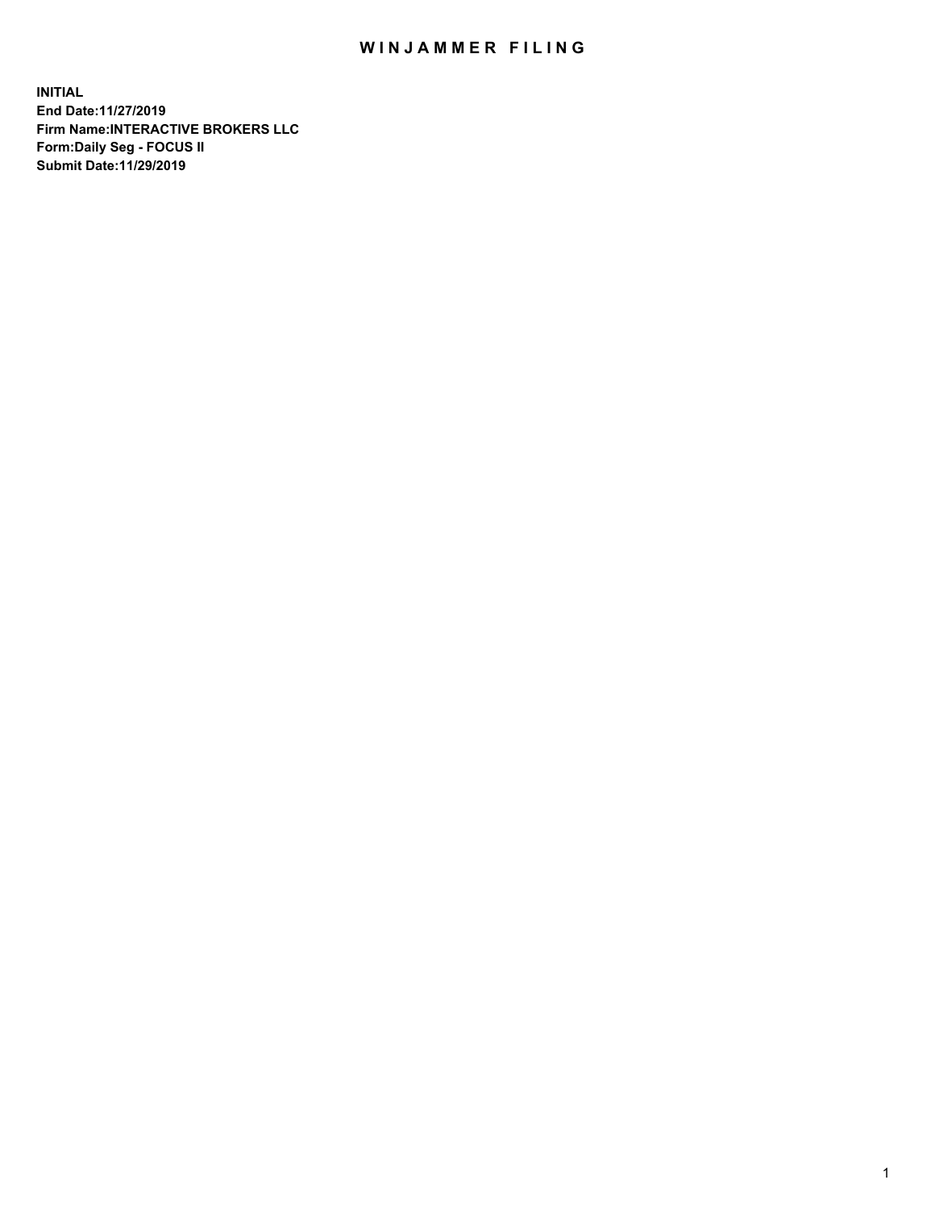# WINJAMMER FILING

**INITIAL**
**End Date:11/27/2019**
**Firm Name:INTERACTIVE BROKERS LLC**
**Form:Daily Seg - FOCUS II**
**Submit Date:11/29/2019**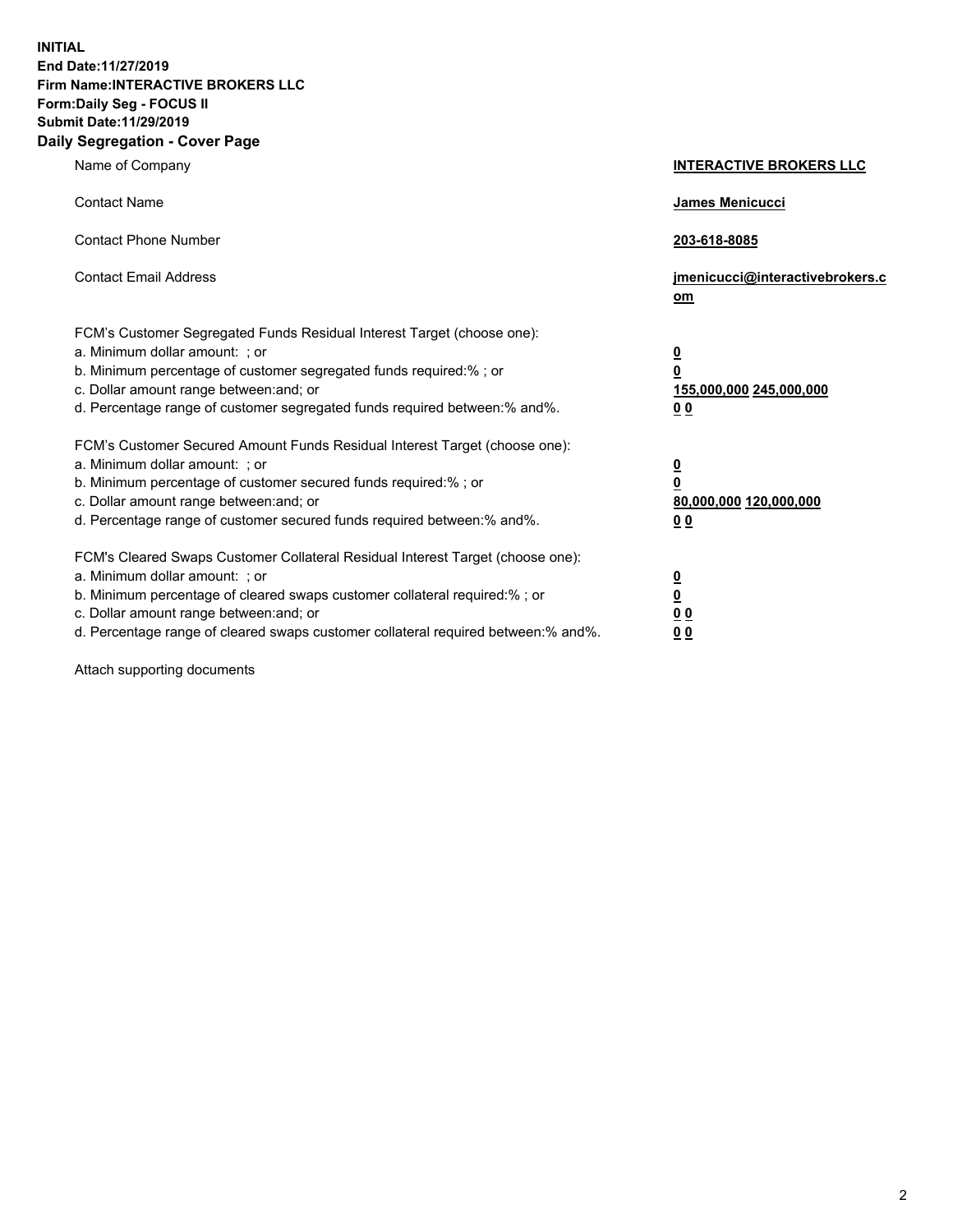**INITIAL**
**End Date:11/27/2019**
**Firm Name:INTERACTIVE BROKERS LLC**
**Form:Daily Seg - FOCUS II**
**Submit Date:11/29/2019**

## Daily Segregation - Cover Page

| | |
|---|---|
| Name of Company | **INTERACTIVE BROKERS LLC** |
| Contact Name | **James Menicucci** |
| Contact Phone Number | **203-618-8085** |
| Contact Email Address | **jmenicucci@interactivebrokers.com** |

FCM's Customer Segregated Funds Residual Interest Target (choose one):

| | |
|---|---|
| a. Minimum dollar amount: ; or | **0** |
| b. Minimum percentage of customer segregated funds required:% ; or | **0** |
| c. Dollar amount range between:and; or | **155,000,000 245,000,000** |
| d. Percentage range of customer segregated funds required between:% and%. | **0 0** |

FCM's Customer Secured Amount Funds Residual Interest Target (choose one):

| | |
|---|---|
| a. Minimum dollar amount: ; or | **0** |
| b. Minimum percentage of customer secured funds required:% ; or | **0** |
| c. Dollar amount range between:and; or | **80,000,000 120,000,000** |
| d. Percentage range of customer secured funds required between:% and%. | **0 0** |

FCM's Cleared Swaps Customer Collateral Residual Interest Target (choose one):

| | |
|---|---|
| a. Minimum dollar amount: ; or | **0** |
| b. Minimum percentage of cleared swaps customer collateral required:% ; or | **0** |
| c. Dollar amount range between:and; or | **0 0** |
| d. Percentage range of cleared swaps customer collateral required between:% and%. | **0 0** |

Attach supporting documents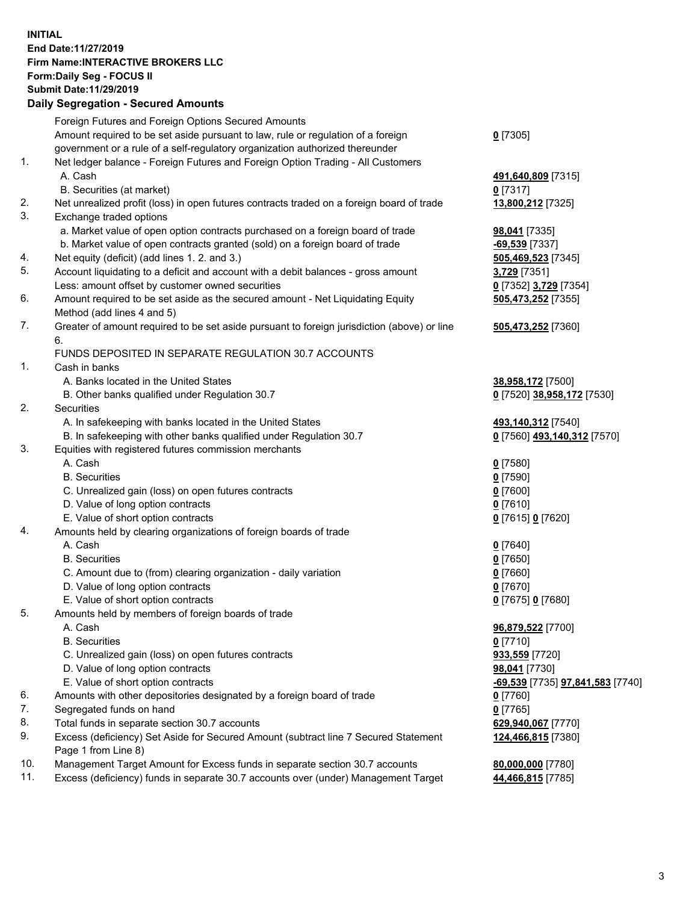**INITIAL**
**End Date:11/27/2019**
**Firm Name:INTERACTIVE BROKERS LLC**
**Form:Daily Seg - FOCUS II**
**Submit Date:11/29/2019**
**Daily Segregation - Secured Amounts**

| | | |
|---|---|---|
| | Foreign Futures and Foreign Options Secured Amounts | |
| | Amount required to be set aside pursuant to law, rule or regulation of a foreign government or a rule of a self-regulatory organization authorized thereunder | **0** [7305] |
| 1. | Net ledger balance - Foreign Futures and Foreign Option Trading - All Customers | |
| | A. Cash | **491,640,809** [7315] |
| | B. Securities (at market) | **0** [7317] |
| 2. | Net unrealized profit (loss) in open futures contracts traded on a foreign board of trade | **13,800,212** [7325] |
| 3. | Exchange traded options | |
| | a. Market value of open option contracts purchased on a foreign board of trade | **98,041** [7335] |
| | b. Market value of open contracts granted (sold) on a foreign board of trade | **-69,539** [7337] |
| 4. | Net equity (deficit) (add lines 1. 2. and 3.) | **505,469,523** [7345] |
| 5. | Account liquidating to a deficit and account with a debit balances - gross amount | **3,729** [7351] |
| | Less: amount offset by customer owned securities | **0** [7352] **3,729** [7354] |
| 6. | Amount required to be set aside as the secured amount - Net Liquidating Equity Method (add lines 4 and 5) | **505,473,252** [7355] |
| 7. | Greater of amount required to be set aside pursuant to foreign jurisdiction (above) or line 6. | **505,473,252** [7360] |
| | FUNDS DEPOSITED IN SEPARATE REGULATION 30.7 ACCOUNTS | |
| 1. | Cash in banks | |
| | A. Banks located in the United States | **38,958,172** [7500] |
| | B. Other banks qualified under Regulation 30.7 | **0** [7520] **38,958,172** [7530] |
| 2. | Securities | |
| | A. In safekeeping with banks located in the United States | **493,140,312** [7540] |
| | B. In safekeeping with other banks qualified under Regulation 30.7 | **0** [7560] **493,140,312** [7570] |
| 3. | Equities with registered futures commission merchants | |
| | A. Cash | **0** [7580] |
| | B. Securities | **0** [7590] |
| | C. Unrealized gain (loss) on open futures contracts | **0** [7600] |
| | D. Value of long option contracts | **0** [7610] |
| | E. Value of short option contracts | **0** [7615] **0** [7620] |
| 4. | Amounts held by clearing organizations of foreign boards of trade | |
| | A. Cash | **0** [7640] |
| | B. Securities | **0** [7650] |
| | C. Amount due to (from) clearing organization - daily variation | **0** [7660] |
| | D. Value of long option contracts | **0** [7670] |
| | E. Value of short option contracts | **0** [7675] **0** [7680] |
| 5. | Amounts held by members of foreign boards of trade | |
| | A. Cash | **96,879,522** [7700] |
| | B. Securities | **0** [7710] |
| | C. Unrealized gain (loss) on open futures contracts | **933,559** [7720] |
| | D. Value of long option contracts | **98,041** [7730] |
| | E. Value of short option contracts | **-69,539** [7735] **97,841,583** [7740] |
| 6. | Amounts with other depositories designated by a foreign board of trade | **0** [7760] |
| 7. | Segregated funds on hand | **0** [7765] |
| 8. | Total funds in separate section 30.7 accounts | **629,940,067** [7770] |
| 9. | Excess (deficiency) Set Aside for Secured Amount (subtract line 7 Secured Statement Page 1 from Line 8) | **124,466,815** [7380] |
| 10. | Management Target Amount for Excess funds in separate section 30.7 accounts | **80,000,000** [7780] |
| 11. | Excess (deficiency) funds in separate 30.7 accounts over (under) Management Target | **44,466,815** [7785] |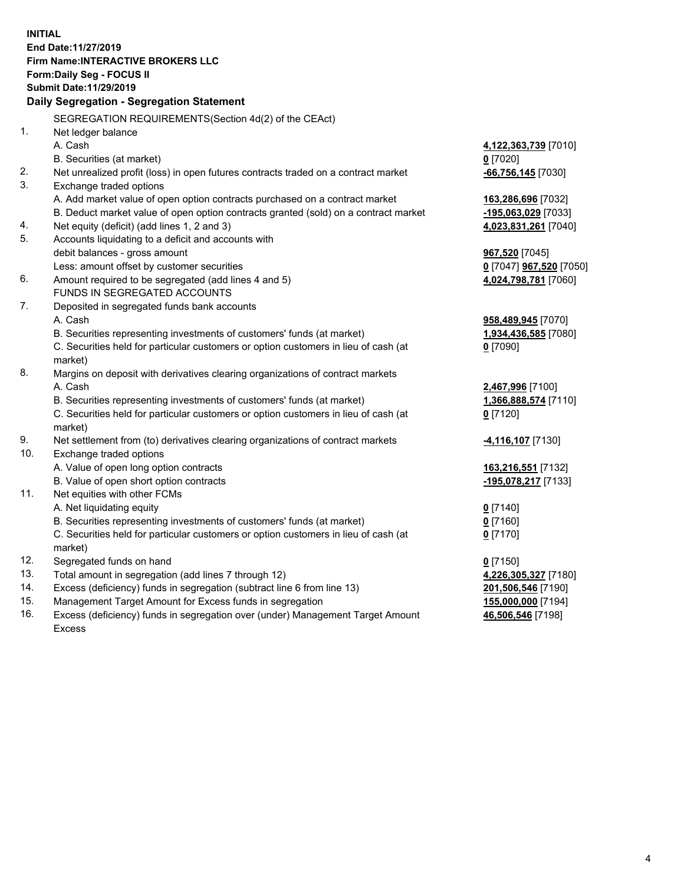**INITIAL**
**End Date:11/27/2019**
**Firm Name:INTERACTIVE BROKERS LLC**
**Form:Daily Seg - FOCUS II**
**Submit Date:11/29/2019**

### Daily Segregation - Segregation Statement

SEGREGATION REQUIREMENTS(Section 4d(2) of the CEAct)

| | | |
|---|---|---|
| 1. | Net ledger balance | |
| | A. Cash | **4,122,363,739** [7010] |
| | B. Securities (at market) | **0** [7020] |
| 2. | Net unrealized profit (loss) in open futures contracts traded on a contract market | **-66,756,145** [7030] |
| 3. | Exchange traded options | |
| | A. Add market value of open option contracts purchased on a contract market | **163,286,696** [7032] |
| | B. Deduct market value of open option contracts granted (sold) on a contract market | **-195,063,029** [7033] |
| 4. | Net equity (deficit) (add lines 1, 2 and 3) | **4,023,831,261** [7040] |
| 5. | Accounts liquidating to a deficit and accounts with | |
| | debit balances - gross amount | **967,520** [7045] |
| | Less: amount offset by customer securities | **0** [7047] **967,520** [7050] |
| 6. | Amount required to be segregated (add lines 4 and 5) | **4,024,798,781** [7060] |
| | FUNDS IN SEGREGATED ACCOUNTS | |
| 7. | Deposited in segregated funds bank accounts | |
| | A. Cash | **958,489,945** [7070] |
| | B. Securities representing investments of customers' funds (at market) | **1,934,436,585** [7080] |
| | C. Securities held for particular customers or option customers in lieu of cash (at market) | **0** [7090] |
| 8. | Margins on deposit with derivatives clearing organizations of contract markets | |
| | A. Cash | **2,467,996** [7100] |
| | B. Securities representing investments of customers' funds (at market) | **1,366,888,574** [7110] |
| | C. Securities held for particular customers or option customers in lieu of cash (at market) | **0** [7120] |
| 9. | Net settlement from (to) derivatives clearing organizations of contract markets | **-4,116,107** [7130] |
| 10. | Exchange traded options | |
| | A. Value of open long option contracts | **163,216,551** [7132] |
| | B. Value of open short option contracts | **-195,078,217** [7133] |
| 11. | Net equities with other FCMs | |
| | A. Net liquidating equity | **0** [7140] |
| | B. Securities representing investments of customers' funds (at market) | **0** [7160] |
| | C. Securities held for particular customers or option customers in lieu of cash (at market) | **0** [7170] |
| 12. | Segregated funds on hand | **0** [7150] |
| 13. | Total amount in segregation (add lines 7 through 12) | **4,226,305,327** [7180] |
| 14. | Excess (deficiency) funds in segregation (subtract line 6 from line 13) | **201,506,546** [7190] |
| 15. | Management Target Amount for Excess funds in segregation | **155,000,000** [7194] |
| 16. | Excess (deficiency) funds in segregation over (under) Management Target Amount Excess | **46,506,546** [7198] |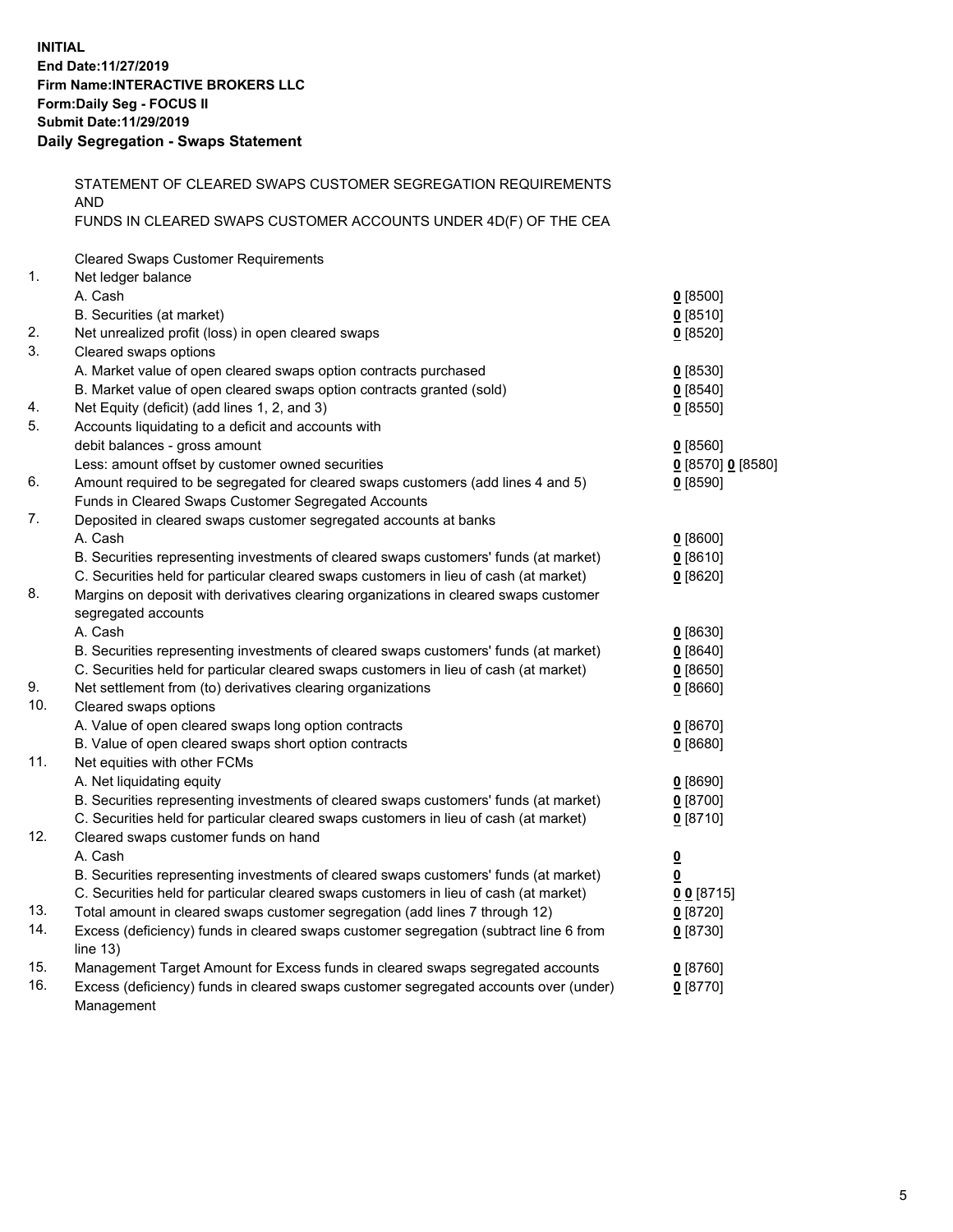**INITIAL**
**End Date:11/27/2019**
**Firm Name:INTERACTIVE BROKERS LLC**
**Form:Daily Seg - FOCUS II**
**Submit Date:11/29/2019**
**Daily Segregation - Swaps Statement**

STATEMENT OF CLEARED SWAPS CUSTOMER SEGREGATION REQUIREMENTS AND FUNDS IN CLEARED SWAPS CUSTOMER ACCOUNTS UNDER 4D(F) OF THE CEA

| | | |
|---|---|---|
| | Cleared Swaps Customer Requirements | |
| 1. | Net ledger balance | |
| | A. Cash | 0 [8500] |
| | B. Securities (at market) | 0 [8510] |
| 2. | Net unrealized profit (loss) in open cleared swaps | 0 [8520] |
| 3. | Cleared swaps options | |
| | A. Market value of open cleared swaps option contracts purchased | 0 [8530] |
| | B. Market value of open cleared swaps option contracts granted (sold) | 0 [8540] |
| 4. | Net Equity (deficit) (add lines 1, 2, and 3) | 0 [8550] |
| 5. | Accounts liquidating to a deficit and accounts with debit balances - gross amount | 0 [8560] |
| | Less: amount offset by customer owned securities | 0 [8570] 0 [8580] |
| 6. | Amount required to be segregated for cleared swaps customers (add lines 4 and 5) | 0 [8590] |
| | Funds in Cleared Swaps Customer Segregated Accounts | |
| 7. | Deposited in cleared swaps customer segregated accounts at banks | |
| | A. Cash | 0 [8600] |
| | B. Securities representing investments of cleared swaps customers' funds (at market) | 0 [8610] |
| | C. Securities held for particular cleared swaps customers in lieu of cash (at market) | 0 [8620] |
| 8. | Margins on deposit with derivatives clearing organizations in cleared swaps customer segregated accounts | |
| | A. Cash | 0 [8630] |
| | B. Securities representing investments of cleared swaps customers' funds (at market) | 0 [8640] |
| | C. Securities held for particular cleared swaps customers in lieu of cash (at market) | 0 [8650] |
| 9. | Net settlement from (to) derivatives clearing organizations | 0 [8660] |
| 10. | Cleared swaps options | |
| | A. Value of open cleared swaps long option contracts | 0 [8670] |
| | B. Value of open cleared swaps short option contracts | 0 [8680] |
| 11. | Net equities with other FCMs | |
| | A. Net liquidating equity | 0 [8690] |
| | B. Securities representing investments of cleared swaps customers' funds (at market) | 0 [8700] |
| | C. Securities held for particular cleared swaps customers in lieu of cash (at market) | 0 [8710] |
| 12. | Cleared swaps customer funds on hand | |
| | A. Cash | 0 |
| | B. Securities representing investments of cleared swaps customers' funds (at market) | 0 |
| | C. Securities held for particular cleared swaps customers in lieu of cash (at market) | 0 0 [8715] |
| 13. | Total amount in cleared swaps customer segregation (add lines 7 through 12) | 0 [8720] |
| 14. | Excess (deficiency) funds in cleared swaps customer segregation (subtract line 6 from line 13) | 0 [8730] |
| 15. | Management Target Amount for Excess funds in cleared swaps segregated accounts | 0 [8760] |
| 16. | Excess (deficiency) funds in cleared swaps customer segregated accounts over (under) Management | 0 [8770] |